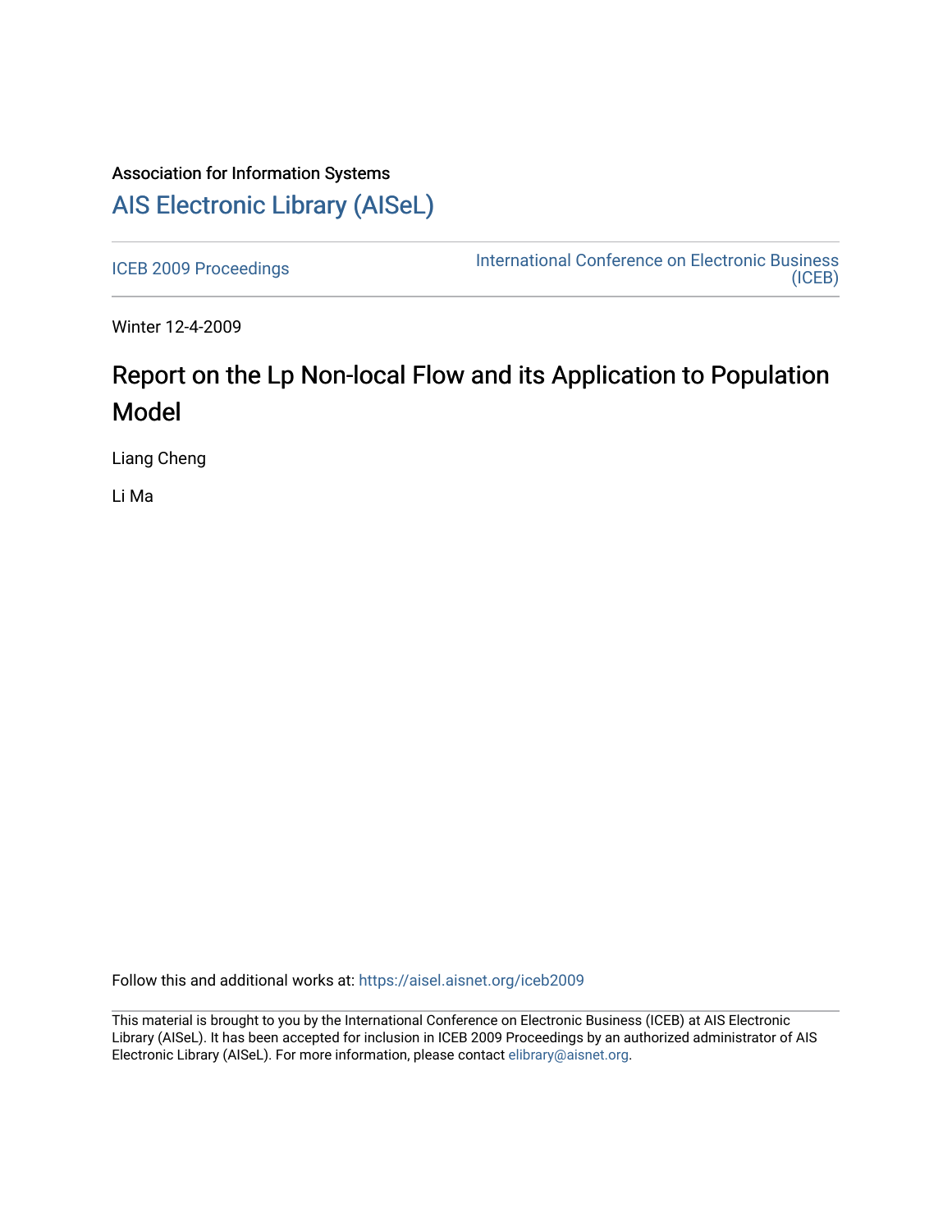Association for Information Systems

# AIS Electronic Library (AISeL)

ICEB 2009 Proceedings

International Conference on Electronic Business (ICEB)

Winter 12-4-2009

# Report on the Lp Non-local Flow and its Application to Population Model

Liang Cheng

Li Ma

Follow this and additional works at: https://aisel.aisnet.org/iceb2009

This material is brought to you by the International Conference on Electronic Business (ICEB) at AIS Electronic Library (AISeL). It has been accepted for inclusion in ICEB 2009 Proceedings by an authorized administrator of AIS Electronic Library (AISeL). For more information, please contact elibrary@aisnet.org.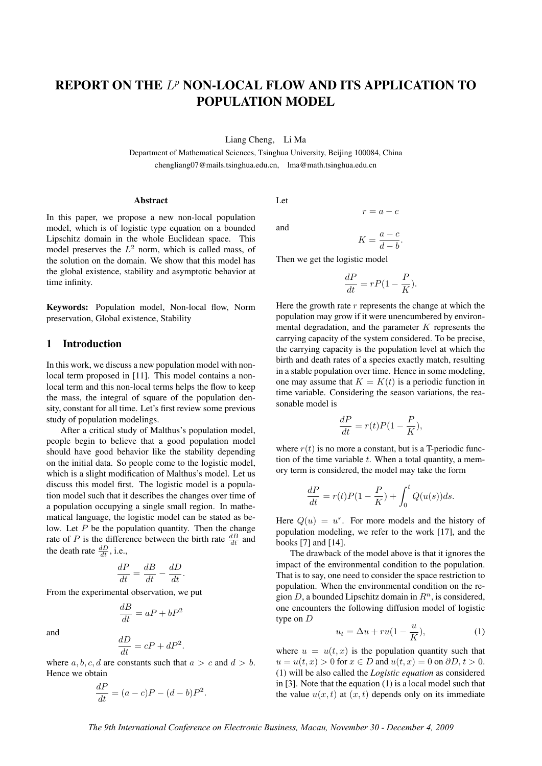# REPORT ON THE $L^p$ NON-LOCAL FLOW AND ITS APPLICATION TO POPULATION MODEL

Liang Cheng, Li Ma

Department of Mathematical Sciences, Tsinghua University, Beijing 100084, China

chengliang07@mails.tsinghua.edu.cn, lma@math.tsinghua.edu.cn

### Abstract

In this paper, we propose a new non-local population model, which is of logistic type equation on a bounded Lipschitz domain in the whole Euclidean space. This model preserves the $L^2$ norm, which is called mass, of the solution on the domain. We show that this model has the global existence, stability and asymptotic behavior at time infinity.

**Keywords:** Population model, Non-local flow, Norm preservation, Global existence, Stability

## 1 Introduction

In this work, we discuss a new population model with non-local term proposed in [11]. This model contains a non-local term and this non-local terms helps the flow to keep the mass, the integral of square of the population density, constant for all time. Let's first review some previous study of population modelings.

After a critical study of Malthus's population model, people begin to believe that a good population model should have good behavior like the stability depending on the initial data. So people come to the logistic model, which is a slight modification of Malthus's model. Let us discuss this model first. The logistic model is a population model such that it describes the changes over time of a population occupying a single small region. In mathematical language, the logistic model can be stated as below. Let $P$ be the population quantity. Then the change rate of $P$ is the difference between the birth rate $\frac{dB}{dt}$ and the death rate $\frac{dD}{dt}$, i.e.,

$$\frac{dP}{dt} = \frac{dB}{dt} - \frac{dD}{dt}.$$

From the experimental observation, we put

$$\frac{dB}{dt} = aP + bP^2$$

and

$$\frac{dD}{dt} = cP + dP^2.$$

where $a, b, c, d$ are constants such that $a > c$ and $d > b$. Hence we obtain

$$\frac{dP}{dt} = (a-c)P - (d-b)P^2.$$

Let

$$r = a - c$$

and

$$K = \frac{a-c}{d-b}.$$

Then we get the logistic model

$$\frac{dP}{dt} = rP(1 - \frac{P}{K}).$$

Here the growth rate $r$ represents the change at which the population may grow if it were unencumbered by environmental degradation, and the parameter $K$ represents the carrying capacity of the system considered. To be precise, the carrying capacity is the population level at which the birth and death rates of a species exactly match, resulting in a stable population over time. Hence in some modeling, one may assume that $K = K(t)$ is a periodic function in time variable. Considering the season variations, the reasonable model is

$$\frac{dP}{dt} = r(t)P(1 - \frac{P}{K}),$$

where $r(t)$ is no more a constant, but is a T-periodic function of the time variable $t$. When a total quantity, a memory term is considered, the model may take the form

$$\frac{dP}{dt} = r(t)P(1 - \frac{P}{K}) + \int_0^t Q(u(s))ds.$$

Here $Q(u) = u^r$. For more models and the history of population modeling, we refer to the work [17], and the books [7] and [14].

The drawback of the model above is that it ignores the impact of the environmental condition to the population. That is to say, one need to consider the space restriction to population. When the environmental condition on the region $D$, a bounded Lipschitz domain in $R^n$, is considered, one encounters the following diffusion model of logistic type on $D$

$$u_t = \Delta u + ru(1 - \frac{u}{K}), \tag{1}$$

where $u = u(t, x)$ is the population quantity such that $u = u(t, x) > 0$ for $x \in D$ and $u(t, x) = 0$ on $\partial D$, $t > 0$. (1) will be also called the *Logistic equation* as considered in [3]. Note that the equation (1) is a local model such that the value $u(x, t)$ at $(x, t)$ depends only on its immediate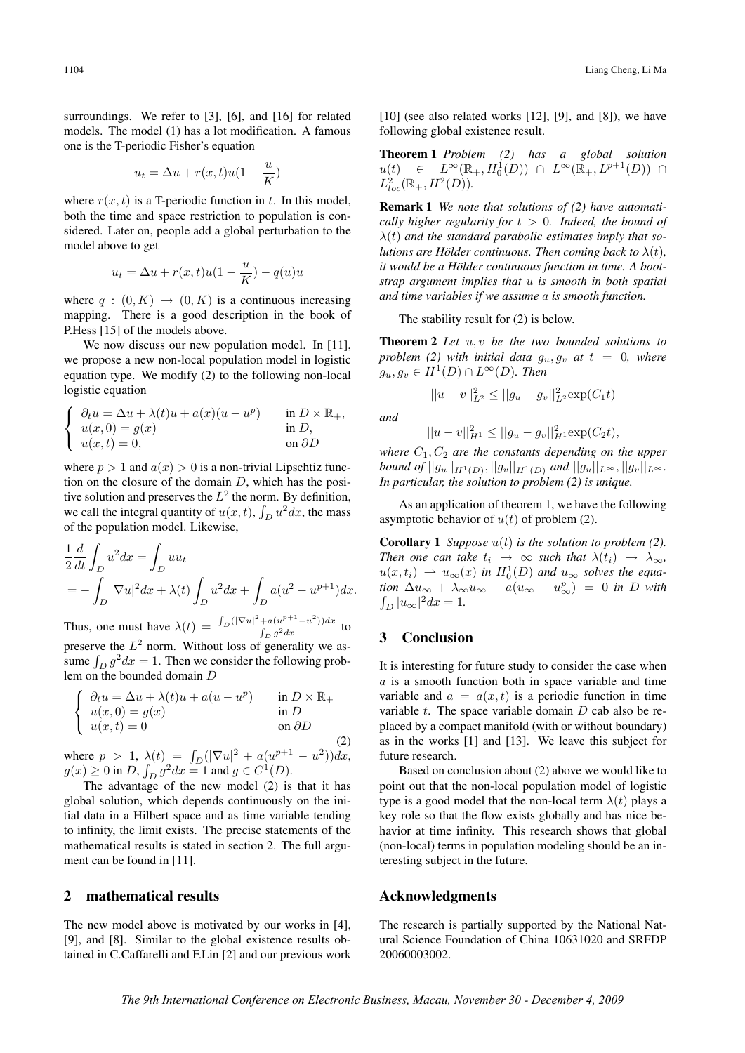surroundings. We refer to [3], [6], and [16] for related models. The model (1) has a lot modification. A famous one is the T-periodic Fisher's equation

$$u_t = \Delta u + r(x,t)u(1 - \frac{u}{K})$$

where $r(x,t)$ is a T-periodic function in $t$. In this model, both the time and space restriction to population is considered. Later on, people add a global perturbation to the model above to get

$$u_t = \Delta u + r(x,t)u(1 - \frac{u}{K}) - q(u)u$$

where $q : (0,K) \to (0,K)$ is a continuous increasing mapping. There is a good description in the book of P.Hess [15] of the models above.

We now discuss our new population model. In [11], we propose a new non-local population model in logistic equation type. We modify (2) to the following non-local logistic equation

$$\begin{cases} \partial_t u = \Delta u + \lambda(t)u + a(x)(u - u^p) & \text{in } D \times \mathbb{R}_+, \\ u(x,0) = g(x) & \text{in } D, \\ u(x,t) = 0, & \text{on } \partial D \end{cases}$$

where $p > 1$ and $a(x) > 0$ is a non-trivial Lipschtiz function on the closure of the domain $D$, which has the positive solution and preserves the $L^2$ the norm. By definition, we call the integral quantity of $u(x,t)$, $\int_D u^2 dx$, the mass of the population model. Likewise,

$$\frac{1}{2}\frac{d}{dt}\int_D u^2 dx = \int_D u u_t$$
$$= -\int_D |\nabla u|^2 dx + \lambda(t)\int_D u^2 dx + \int_D a(u^2 - u^{p+1})dx.$$

Thus, one must have $\lambda(t) = \frac{\int_D (|\nabla u|^2 + a(u^{p+1} - u^2))dx}{\int_D g^2 dx}$ to preserve the $L^2$ norm. Without loss of generality we assume $\int_D g^2 dx = 1$. Then we consider the following problem on the bounded domain $D$

$$\begin{cases} \partial_t u = \Delta u + \lambda(t)u + a(u - u^p) & \text{in } D \times \mathbb{R}_+ \\ u(x,0) = g(x) & \text{in } D \\ u(x,t) = 0 & \text{on } \partial D \end{cases} \tag{2}$$

where $p > 1$, $\lambda(t) = \int_D (|\nabla u|^2 + a(u^{p+1} - u^2))dx$, $g(x) \geq 0$ in $D$, $\int_D g^2 dx = 1$ and $g \in C^1(D)$.

The advantage of the new model (2) is that it has global solution, which depends continuously on the initial data in a Hilbert space and as time variable tending to infinity, the limit exists. The precise statements of the mathematical results is stated in section 2. The full argument can be found in [11].

## 2 mathematical results

The new model above is motivated by our works in [4], [9], and [8]. Similar to the global existence results obtained in C.Caffarelli and F.Lin [2] and our previous work [10] (see also related works [12], [9], and [8]), we have following global existence result.

**Theorem 1** *Problem (2) has a global solution* $u(t) \in L^\infty(\mathbb{R}_+, H_0^1(D)) \cap L^\infty(\mathbb{R}_+, L^{p+1}(D)) \cap L^2_{loc}(\mathbb{R}_+, H^2(D))$.

**Remark 1** *We note that solutions of (2) have automatically higher regularity for $t > 0$. Indeed, the bound of $\lambda(t)$ and the standard parabolic estimates imply that solutions are Hölder continuous. Then coming back to $\lambda(t)$, it would be a Hölder continuous function in time. A bootstrap argument implies that $u$ is smooth in both spatial and time variables if we assume $a$ is smooth function.*

The stability result for (2) is below.

**Theorem 2** *Let $u, v$ be the two bounded solutions to problem (2) with initial data $g_u, g_v$ at $t = 0$, where $g_u, g_v \in H^1(D) \cap L^\infty(D)$. Then*

$$||u - v||_{L^2}^2 \leq ||g_u - g_v||_{L^2}^2 \exp(C_1 t)$$

*and*

$$||u - v||_{H^1}^2 \leq ||g_u - g_v||_{H^1}^2 \exp(C_2 t),$$

*where $C_1, C_2$ are the constants depending on the upper bound of $||g_u||_{H^1(D)}, ||g_v||_{H^1(D)}$ and $||g_u||_{L^\infty}, ||g_v||_{L^\infty}$. In particular, the solution to problem (2) is unique.*

As an application of theorem 1, we have the following asymptotic behavior of $u(t)$ of problem (2).

**Corollary 1** *Suppose $u(t)$ is the solution to problem (2). Then one can take $t_i \to \infty$ such that $\lambda(t_i) \to \lambda_\infty$, $u(x,t_i) \rightharpoonup u_\infty(x)$ in $H_0^1(D)$ and $u_\infty$ solves the equation $\Delta u_\infty + \lambda_\infty u_\infty + a(u_\infty - u_\infty^p) = 0$ in $D$ with $\int_D |u_\infty|^2 dx = 1$.*

## 3 Conclusion

It is interesting for future study to consider the case when $a$ is a smooth function both in space variable and time variable and $a = a(x,t)$ is a periodic function in time variable $t$. The space variable domain $D$ cab also be replaced by a compact manifold (with or without boundary) as in the works [1] and [13]. We leave this subject for future research.

Based on conclusion about (2) above we would like to point out that the non-local population model of logistic type is a good model that the non-local term $\lambda(t)$ plays a key role so that the flow exists globally and has nice behavior at time infinity. This research shows that global (non-local) terms in population modeling should be an interesting subject in the future.

## Acknowledgments

The research is partially supported by the National Natural Science Foundation of China 10631020 and SRFDP 20060003002.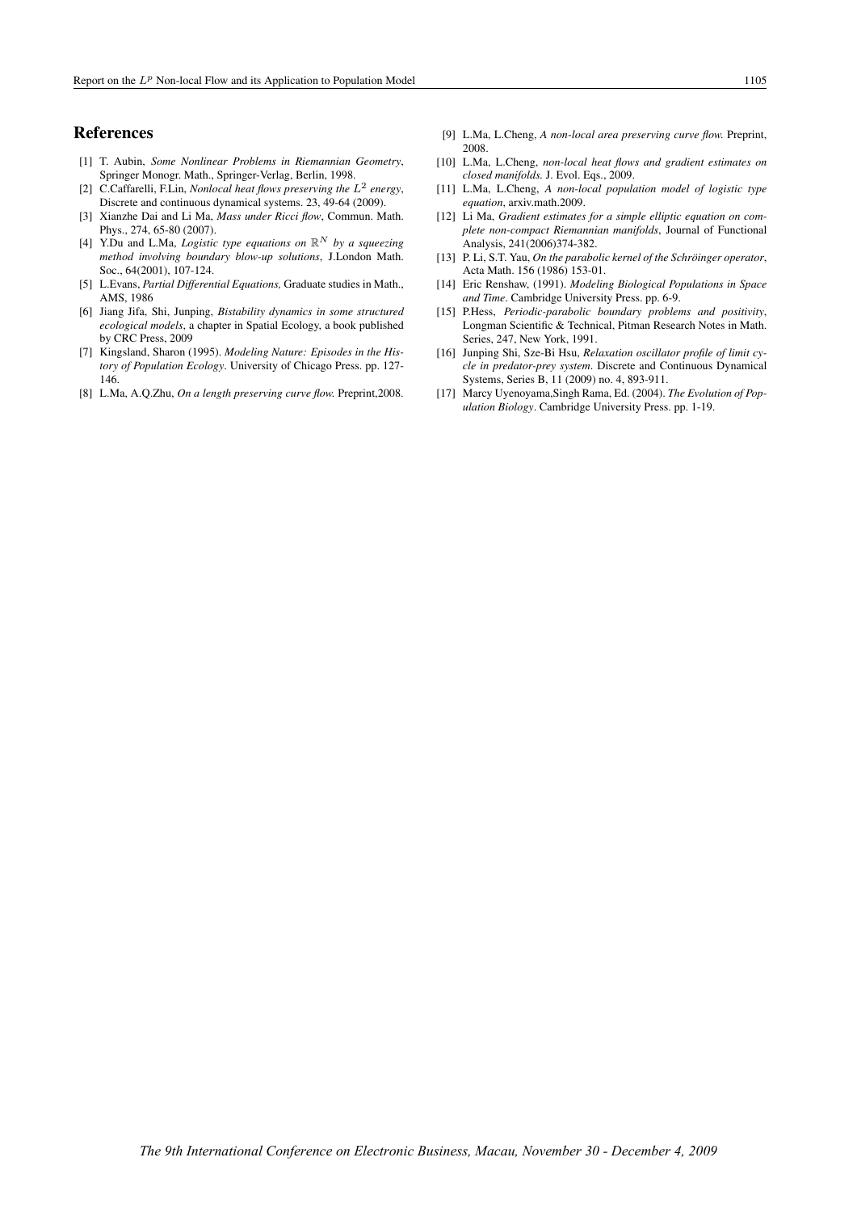## References

[1] T. Aubin, *Some Nonlinear Problems in Riemannian Geometry*, Springer Monogr. Math., Springer-Verlag, Berlin, 1998.

[2] C.Caffarelli, F.Lin, *Nonlocal heat flows preserving the $L^2$ energy*, Discrete and continuous dynamical systems. 23, 49-64 (2009).

[3] Xianzhe Dai and Li Ma, *Mass under Ricci flow*, Commun. Math. Phys., 274, 65-80 (2007).

[4] Y.Du and L.Ma, *Logistic type equations on $\mathbb{R}^N$ by a squeezing method involving boundary blow-up solutions*, J.London Math. Soc., 64(2001), 107-124.

[5] L.Evans, *Partial Differential Equations,* Graduate studies in Math., AMS, 1986

[6] Jiang Jifa, Shi, Junping, *Bistability dynamics in some structured ecological models*, a chapter in Spatial Ecology, a book published by CRC Press, 2009

[7] Kingsland, Sharon (1995). *Modeling Nature: Episodes in the History of Population Ecology*. University of Chicago Press. pp. 127-146.

[8] L.Ma, A.Q.Zhu, *On a length preserving curve flow.* Preprint,2008.

[9] L.Ma, L.Cheng, *A non-local area preserving curve flow.* Preprint, 2008.

[10] L.Ma, L.Cheng, *non-local heat flows and gradient estimates on closed manifolds.* J. Evol. Eqs., 2009.

[11] L.Ma, L.Cheng, *A non-local population model of logistic type equation*, arxiv.math.2009.

[12] Li Ma, *Gradient estimates for a simple elliptic equation on complete non-compact Riemannian manifolds*, Journal of Functional Analysis, 241(2006)374-382.

[13] P. Li, S.T. Yau, *On the parabolic kernel of the Schröinger operator*, Acta Math. 156 (1986) 153-01.

[14] Eric Renshaw, (1991). *Modeling Biological Populations in Space and Time*. Cambridge University Press. pp. 6-9.

[15] P.Hess, *Periodic-parabolic boundary problems and positivity*, Longman Scientific & Technical, Pitman Research Notes in Math. Series, 247, New York, 1991.

[16] Junping Shi, Sze-Bi Hsu, *Relaxation oscillator profile of limit cycle in predator-prey system*. Discrete and Continuous Dynamical Systems, Series B, 11 (2009) no. 4, 893-911.

[17] Marcy Uyenoyama,Singh Rama, Ed. (2004). *The Evolution of Population Biology*. Cambridge University Press. pp. 1-19.